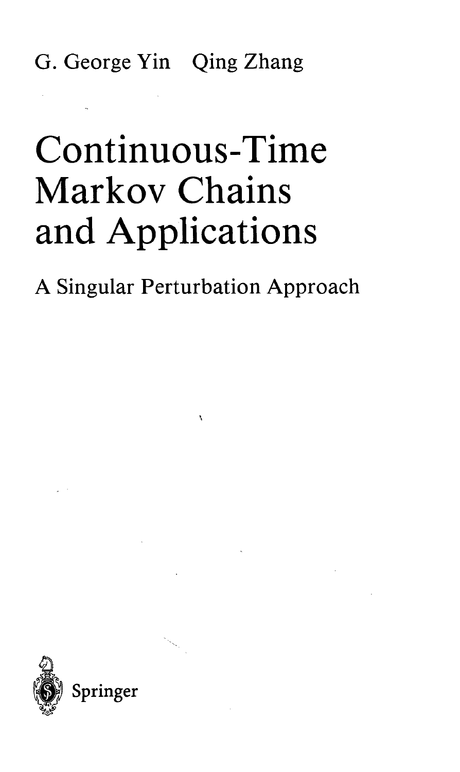G. George Yin   Qing Zhang

# Continuous-Time Markov Chains and Applications

## A Singular Perturbation Approach

Springer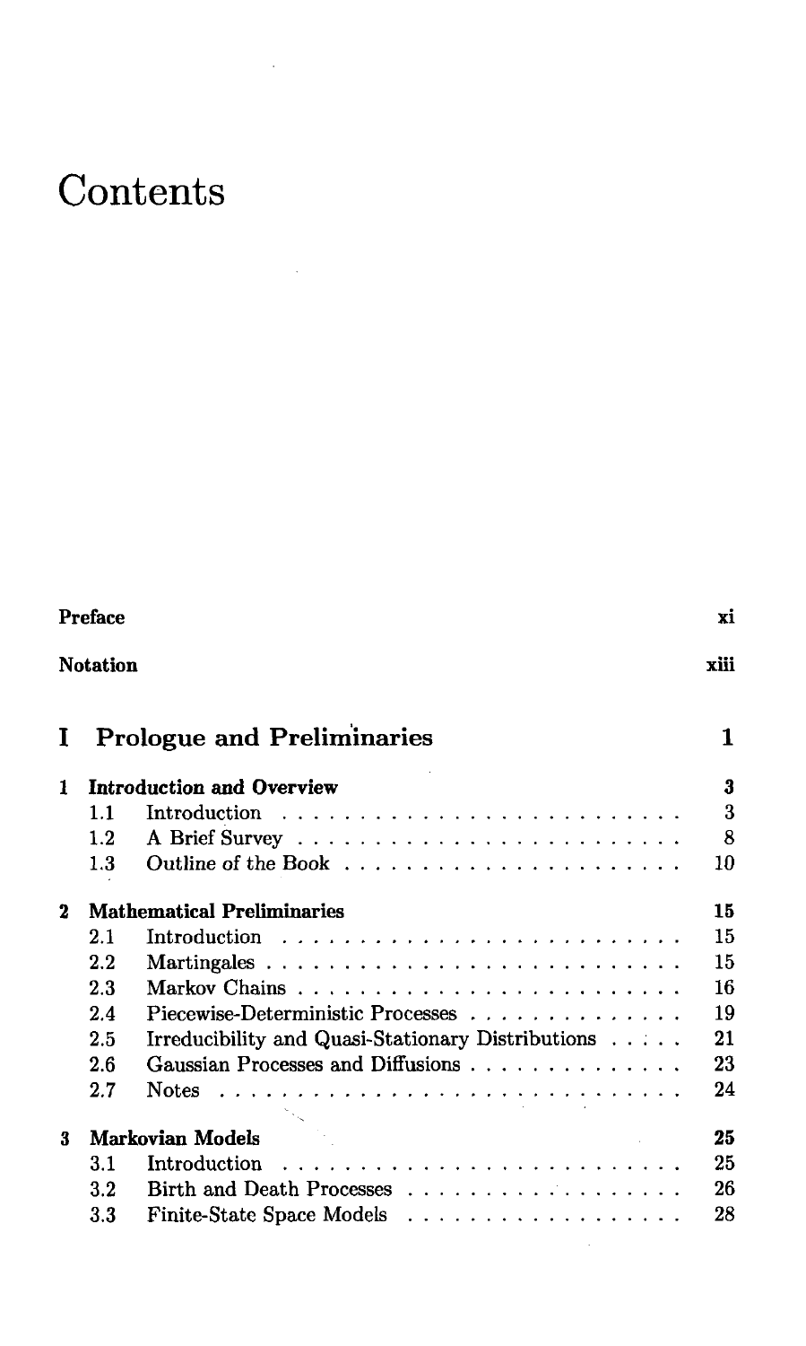# Contents

| | | |
|---|---|---|
| **Preface** | | **xi** |
| **Notation** | | **xiii** |
| **I** | **Prologue and Preliminaries** | **1** |
| **1** | **Introduction and Overview** | **3** |
| 1.1 | Introduction | 3 |
| 1.2 | A Brief Survey | 8 |
| 1.3 | Outline of the Book | 10 |
| **2** | **Mathematical Preliminaries** | **15** |
| 2.1 | Introduction | 15 |
| 2.2 | Martingales | 15 |
| 2.3 | Markov Chains | 16 |
| 2.4 | Piecewise-Deterministic Processes | 19 |
| 2.5 | Irreducibility and Quasi-Stationary Distributions | 21 |
| 2.6 | Gaussian Processes and Diffusions | 23 |
| 2.7 | Notes | 24 |
| **3** | **Markovian Models** | **25** |
| 3.1 | Introduction | 25 |
| 3.2 | Birth and Death Processes | 26 |
| 3.3 | Finite-State Space Models | 28 |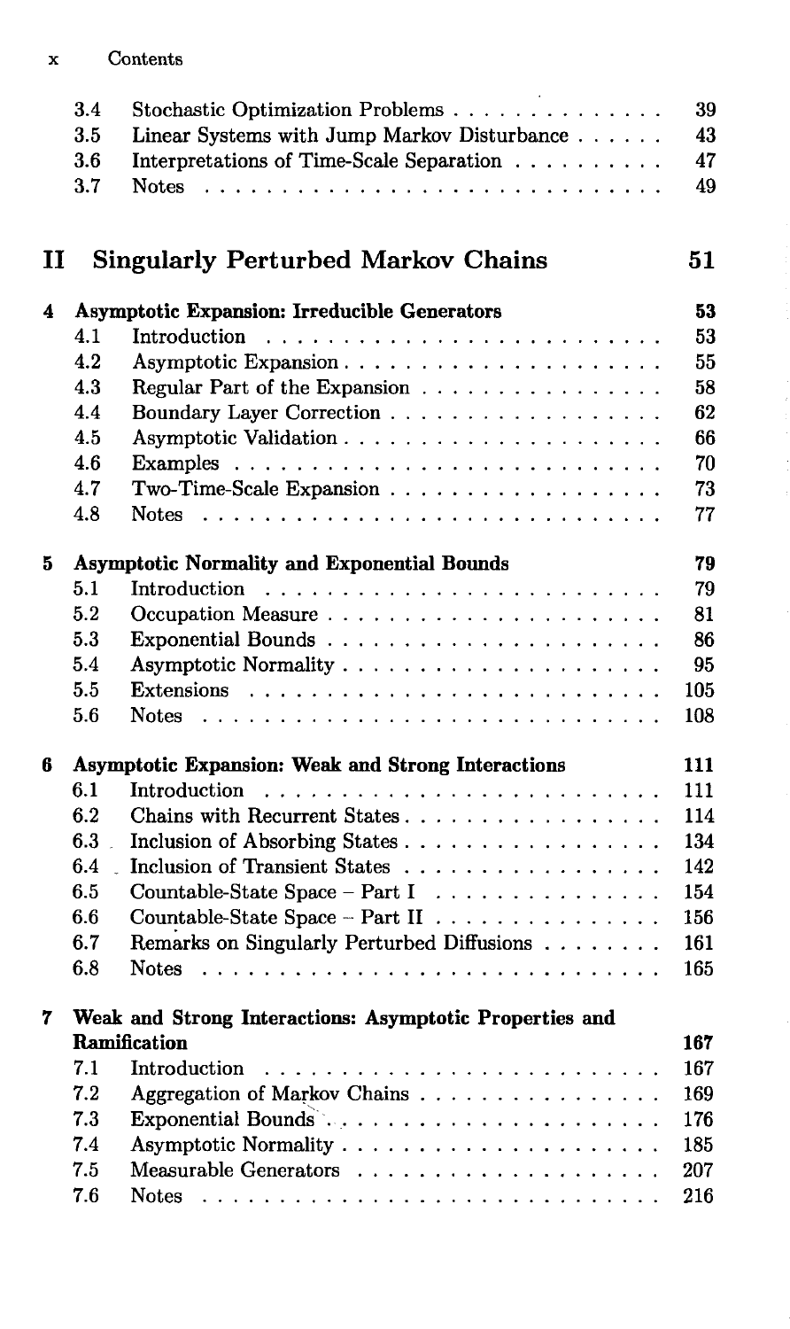| | | |
|---|---|---|
| 3.4 | Stochastic Optimization Problems | 39 |
| 3.5 | Linear Systems with Jump Markov Disturbance | 43 |
| 3.6 | Interpretations of Time-Scale Separation | 47 |
| 3.7 | Notes | 49 |

# II Singularly Perturbed Markov Chains 51

**4 Asymptotic Expansion: Irreducible Generators 53**

| | | |
|---|---|---|
| 4.1 | Introduction | 53 |
| 4.2 | Asymptotic Expansion | 55 |
| 4.3 | Regular Part of the Expansion | 58 |
| 4.4 | Boundary Layer Correction | 62 |
| 4.5 | Asymptotic Validation | 66 |
| 4.6 | Examples | 70 |
| 4.7 | Two-Time-Scale Expansion | 73 |
| 4.8 | Notes | 77 |

**5 Asymptotic Normality and Exponential Bounds 79**

| | | |
|---|---|---|
| 5.1 | Introduction | 79 |
| 5.2 | Occupation Measure | 81 |
| 5.3 | Exponential Bounds | 86 |
| 5.4 | Asymptotic Normality | 95 |
| 5.5 | Extensions | 105 |
| 5.6 | Notes | 108 |

**6 Asymptotic Expansion: Weak and Strong Interactions 111**

| | | |
|---|---|---|
| 6.1 | Introduction | 111 |
| 6.2 | Chains with Recurrent States | 114 |
| 6.3 | Inclusion of Absorbing States | 134 |
| 6.4 | Inclusion of Transient States | 142 |
| 6.5 | Countable-State Space – Part I | 154 |
| 6.6 | Countable-State Space – Part II | 156 |
| 6.7 | Remarks on Singularly Perturbed Diffusions | 161 |
| 6.8 | Notes | 165 |

**7 Weak and Strong Interactions: Asymptotic Properties and Ramification 167**

| | | |
|---|---|---|
| 7.1 | Introduction | 167 |
| 7.2 | Aggregation of Markov Chains | 169 |
| 7.3 | Exponential Bounds | 176 |
| 7.4 | Asymptotic Normality | 185 |
| 7.5 | Measurable Generators | 207 |
| 7.6 | Notes | 216 |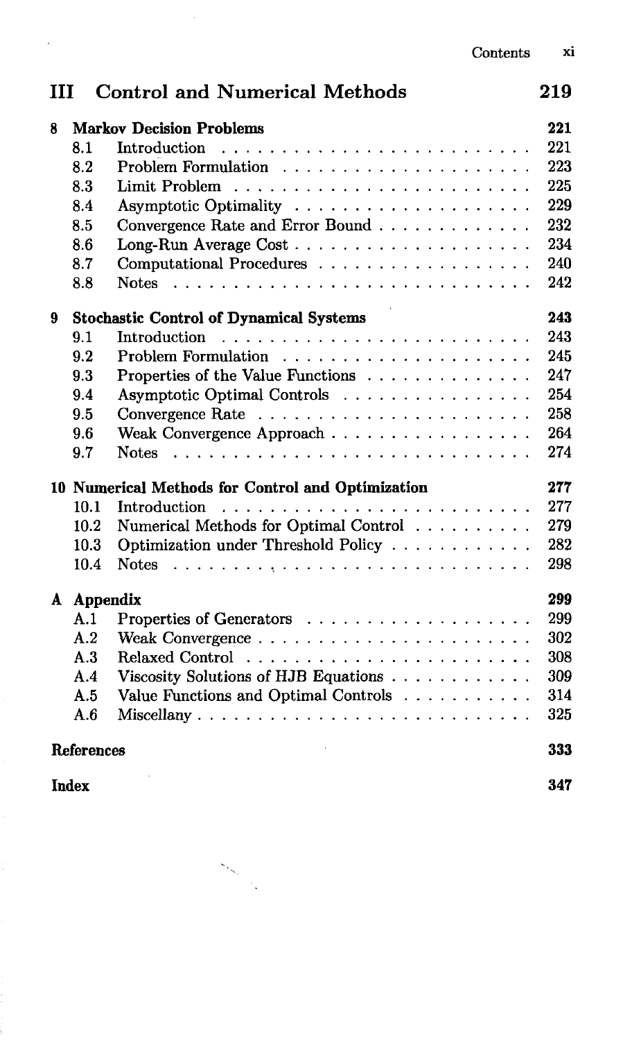## III Control and Numerical Methods — 219

**8 Markov Decision Problems** — **221**

- 8.1 Introduction — 221
- 8.2 Problem Formulation — 223
- 8.3 Limit Problem — 225
- 8.4 Asymptotic Optimality — 229
- 8.5 Convergence Rate and Error Bound — 232
- 8.6 Long-Run Average Cost — 234
- 8.7 Computational Procedures — 240
- 8.8 Notes — 242

**9 Stochastic Control of Dynamical Systems** — **243**

- 9.1 Introduction — 243
- 9.2 Problem Formulation — 245
- 9.3 Properties of the Value Functions — 247
- 9.4 Asymptotic Optimal Controls — 254
- 9.5 Convergence Rate — 258
- 9.6 Weak Convergence Approach — 264
- 9.7 Notes — 274

**10 Numerical Methods for Control and Optimization** — **277**

- 10.1 Introduction — 277
- 10.2 Numerical Methods for Optimal Control — 279
- 10.3 Optimization under Threshold Policy — 282
- 10.4 Notes — 298

**A Appendix** — **299**

- A.1 Properties of Generators — 299
- A.2 Weak Convergence — 302
- A.3 Relaxed Control — 308
- A.4 Viscosity Solutions of HJB Equations — 309
- A.5 Value Functions and Optimal Controls — 314
- A.6 Miscellany — 325

**References** — **333**

**Index** — **347**